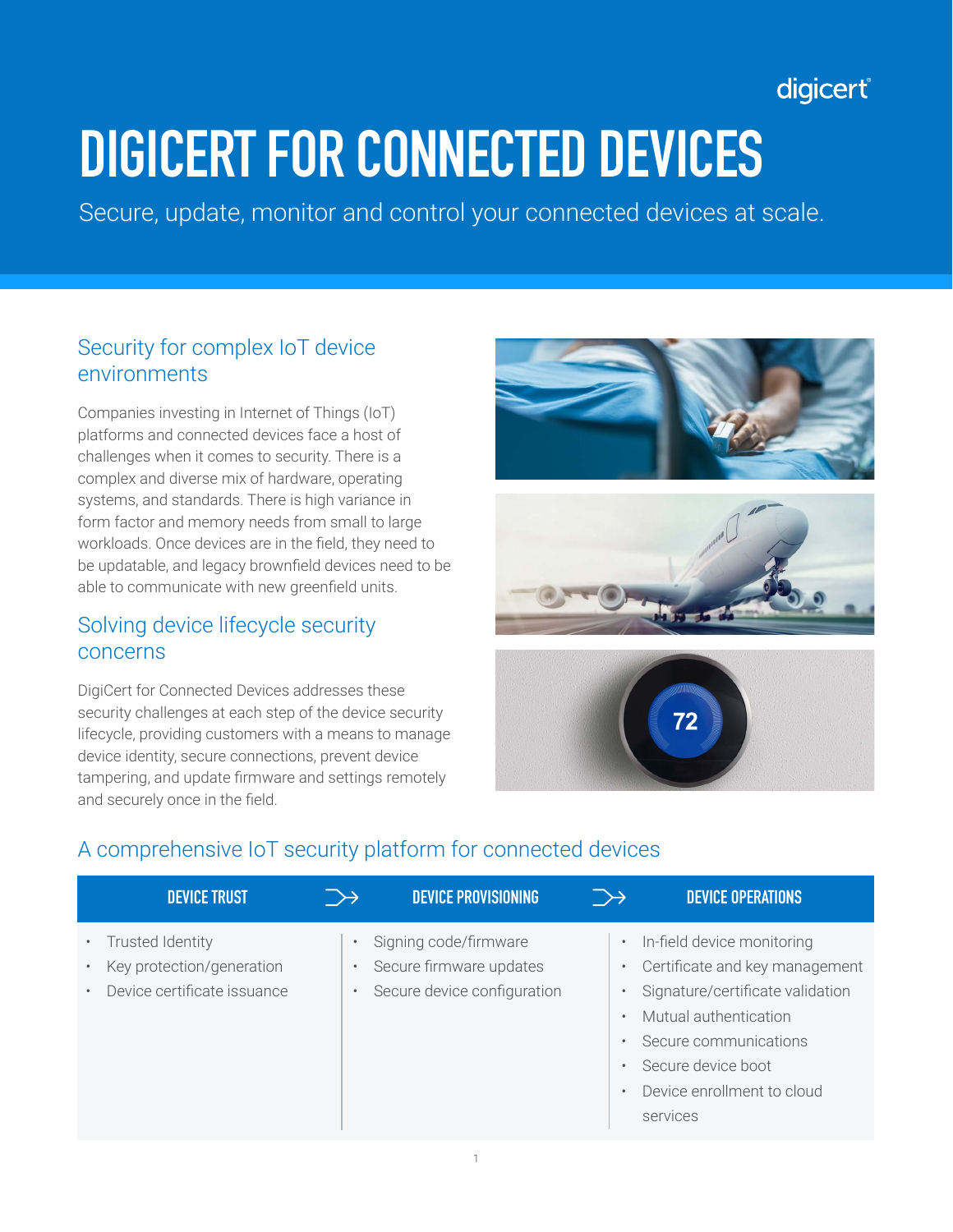digicert

# DIGICERT FOR CONNECTED DEVICES

Secure, update, monitor and control your connected devices at scale.

## Security for complex IoT device environments

Companies investing in Internet of Things (IoT) platforms and connected devices face a host of challenges when it comes to security. There is a complex and diverse mix of hardware, operating systems, and standards. There is high variance in form factor and memory needs from small to large workloads. Once devices are in the field, they need to be updatable, and legacy brownfield devices need to be able to communicate with new greenfield units.

## Solving device lifecycle security concerns

DigiCert for Connected Devices addresses these security challenges at each step of the device security lifecycle, providing customers with a means to manage device identity, secure connections, prevent device tampering, and update firmware and settings remotely and securely once in the field.

## A comprehensive IoT security platform for connected devices

| DEVICE TRUST | DEVICE PROVISIONING | DEVICE OPERATIONS |
|---|---|---|
| • Trusted Identity<br>• Key protection/generation<br>• Device certificate issuance | • Signing code/firmware<br>• Secure firmware updates<br>• Secure device configuration | • In-field device monitoring<br>• Certificate and key management<br>• Signature/certificate validation<br>• Mutual authentication<br>• Secure communications<br>• Secure device boot<br>• Device enrollment to cloud services |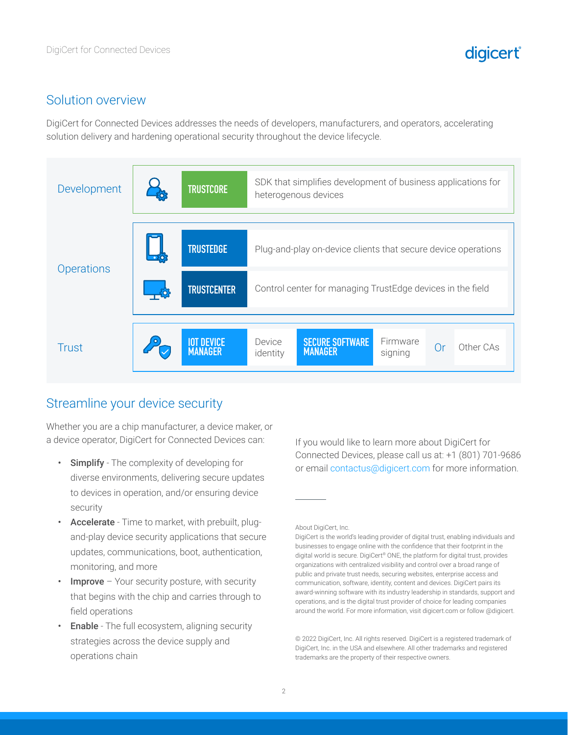## Solution overview

DigiCert for Connected Devices addresses the needs of developers, manufacturers, and operators, accelerating solution delivery and hardening operational security throughout the device lifecycle.

| | | |
|---|---|---|
| Development | TRUSTCORE | SDK that simplifies development of business applications for heterogenous devices |
| Operations | TRUSTEDGE | Plug-and-play on-device clients that secure device operations |
| | TRUSTCENTER | Control center for managing TrustEdge devices in the field |
| Trust | IOT DEVICE MANAGER | Device identity |
| | SECURE SOFTWARE MANAGER | Firmware signing |
| | Or | Other CAs |

## Streamline your device security

Whether you are a chip manufacturer, a device maker, or a device operator, DigiCert for Connected Devices can:

- **Simplify** - The complexity of developing for diverse environments, delivering secure updates to devices in operation, and/or ensuring device security
- **Accelerate** - Time to market, with prebuilt, plug-and-play device security applications that secure updates, communications, boot, authentication, monitoring, and more
- **Improve** – Your security posture, with security that begins with the chip and carries through to field operations
- **Enable** - The full ecosystem, aligning security strategies across the device supply and operations chain

If you would like to learn more about DigiCert for Connected Devices, please call us at: +1 (801) 701-9686 or email contactus@digicert.com for more information.

About DigiCert, Inc.
DigiCert is the world's leading provider of digital trust, enabling individuals and businesses to engage online with the confidence that their footprint in the digital world is secure. DigiCert® ONE, the platform for digital trust, provides organizations with centralized visibility and control over a broad range of public and private trust needs, securing websites, enterprise access and communication, software, identity, content and devices. DigiCert pairs its award-winning software with its industry leadership in standards, support and operations, and is the digital trust provider of choice for leading companies around the world. For more information, visit digicert.com or follow @digicert.

© 2022 DigiCert, Inc. All rights reserved. DigiCert is a registered trademark of DigiCert, Inc. in the USA and elsewhere. All other trademarks and registered trademarks are the property of their respective owners.